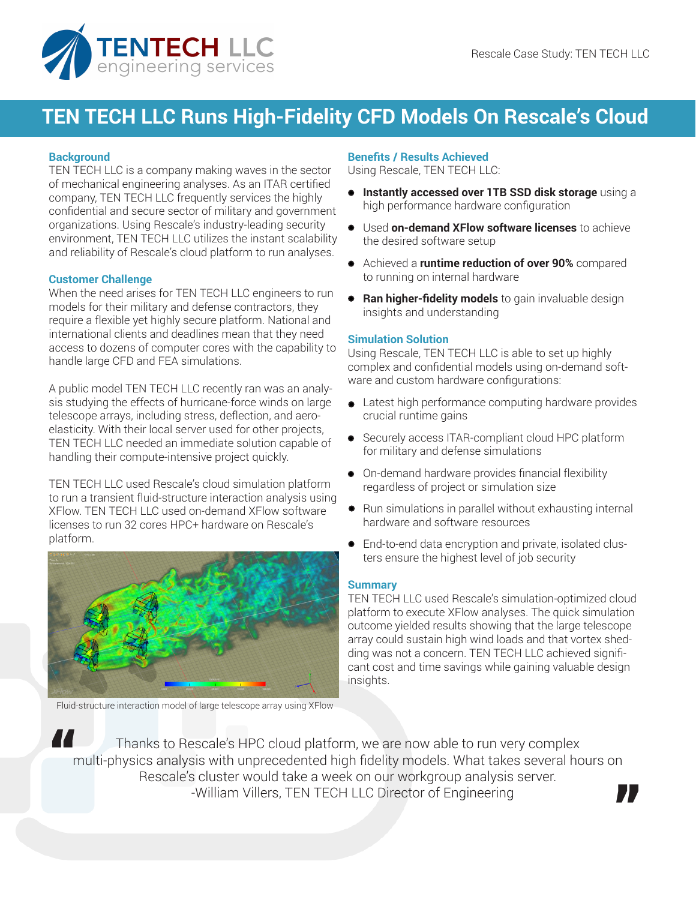TENTECH LLC engineering services

Rescale Case Study: TEN TECH LLC

# TEN TECH LLC Runs High-Fidelity CFD Models On Rescale's Cloud

## Background

TEN TECH LLC is a company making waves in the sector of mechanical engineering analyses. As an ITAR certified company, TEN TECH LLC frequently services the highly confidential and secure sector of military and government organizations. Using Rescale's industry-leading security environment, TEN TECH LLC utilizes the instant scalability and reliability of Rescale's cloud platform to run analyses.

## Customer Challenge

When the need arises for TEN TECH LLC engineers to run models for their military and defense contractors, they require a flexible yet highly secure platform. National and international clients and deadlines mean that they need access to dozens of computer cores with the capability to handle large CFD and FEA simulations.

A public model TEN TECH LLC recently ran was an analysis studying the effects of hurricane-force winds on large telescope arrays, including stress, deflection, and aero-elasticity. With their local server used for other projects, TEN TECH LLC needed an immediate solution capable of handling their compute-intensive project quickly.

TEN TECH LLC used Rescale's cloud simulation platform to run a transient fluid-structure interaction analysis using XFlow. TEN TECH LLC used on-demand XFlow software licenses to run 32 cores HPC+ hardware on Rescale's platform.

Fluid-structure interaction model of large telescope array using XFlow

## Benefits / Results Achieved

Using Rescale, TEN TECH LLC:

- **Instantly accessed over 1TB SSD disk storage** using a high performance hardware configuration
- Used **on-demand XFlow software licenses** to achieve the desired software setup
- Achieved a **runtime reduction of over 90%** compared to running on internal hardware
- **Ran higher-fidelity models** to gain invaluable design insights and understanding

## Simulation Solution

Using Rescale, TEN TECH LLC is able to set up highly complex and confidential models using on-demand software and custom hardware configurations:

- Latest high performance computing hardware provides crucial runtime gains
- Securely access ITAR-compliant cloud HPC platform for military and defense simulations
- On-demand hardware provides financial flexibility regardless of project or simulation size
- Run simulations in parallel without exhausting internal hardware and software resources
- End-to-end data encryption and private, isolated clusters ensure the highest level of job security

## Summary

TEN TECH LLC used Rescale's simulation-optimized cloud platform to execute XFlow analyses. The quick simulation outcome yielded results showing that the large telescope array could sustain high wind loads and that vortex shedding was not a concern. TEN TECH LLC achieved significant cost and time savings while gaining valuable design insights.

> "Thanks to Rescale's HPC cloud platform, we are now able to run very complex multi-physics analysis with unprecedented high fidelity models. What takes several hours on Rescale's cluster would take a week on our workgroup analysis server."
> -William Villers, TEN TECH LLC Director of Engineering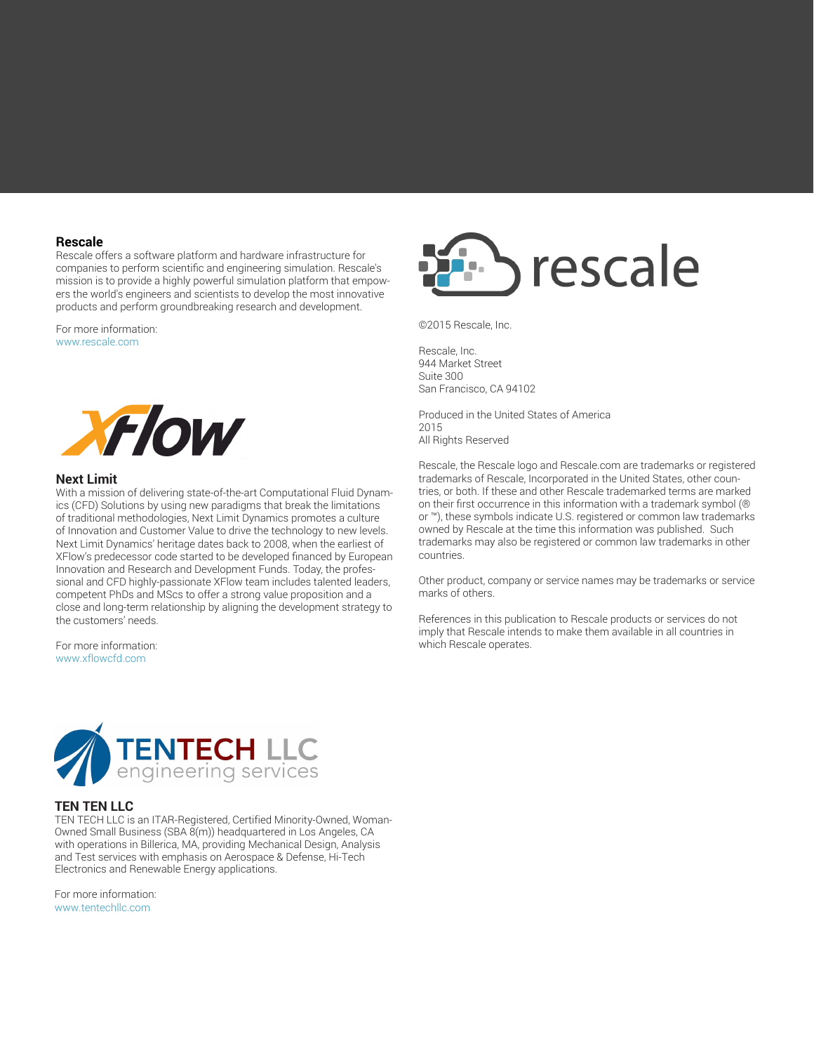## Rescale

Rescale offers a software platform and hardware infrastructure for companies to perform scientific and engineering simulation. Rescale's mission is to provide a highly powerful simulation platform that empowers the world's engineers and scientists to develop the most innovative products and perform groundbreaking research and development.

For more information:
www.rescale.com

## Next Limit

With a mission of delivering state-of-the-art Computational Fluid Dynamics (CFD) Solutions by using new paradigms that break the limitations of traditional methodologies, Next Limit Dynamics promotes a culture of Innovation and Customer Value to drive the technology to new levels. Next Limit Dynamics' heritage dates back to 2008, when the earliest of XFlow's predecessor code started to be developed financed by European Innovation and Research and Development Funds. Today, the professional and CFD highly-passionate XFlow team includes talented leaders, competent PhDs and MScs to offer a strong value proposition and a close and long-term relationship by aligning the development strategy to the customers' needs.

For more information:
www.xflowcfd.com

## TEN TEN LLC

TEN TECH LLC is an ITAR-Registered, Certified Minority-Owned, Woman-Owned Small Business (SBA 8(m)) headquartered in Los Angeles, CA with operations in Billerica, MA, providing Mechanical Design, Analysis and Test services with emphasis on Aerospace & Defense, Hi-Tech Electronics and Renewable Energy applications.

For more information:
www.tentechllc.com

©2015 Rescale, Inc.

Rescale, Inc.
944 Market Street
Suite 300
San Francisco, CA 94102

Produced in the United States of America
2015
All Rights Reserved

Rescale, the Rescale logo and Rescale.com are trademarks or registered trademarks of Rescale, Incorporated in the United States, other countries, or both. If these and other Rescale trademarked terms are marked on their first occurrence in this information with a trademark symbol (® or ™), these symbols indicate U.S. registered or common law trademarks owned by Rescale at the time this information was published. Such trademarks may also be registered or common law trademarks in other countries.

Other product, company or service names may be trademarks or service marks of others.

References in this publication to Rescale products or services do not imply that Rescale intends to make them available in all countries in which Rescale operates.